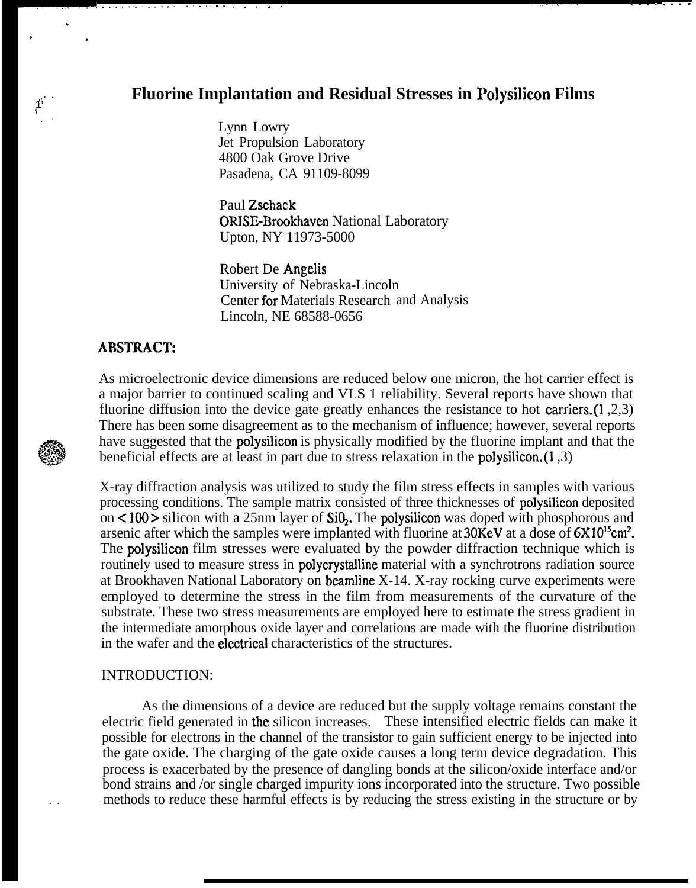# Fluorine Implantation and Residual Stresses in Polysilicon Films

Lynn Lowry
Jet Propulsion Laboratory
4800 Oak Grove Drive
Pasadena, CA 91109-8099

Paul Zschack
ORISE-Brookhaven National Laboratory
Upton, NY 11973-5000

Robert De Angelis
University of Nebraska-Lincoln
Center for Materials Research and Analysis
Lincoln, NE 68588-0656

## ABSTRACT:

As microelectronic device dimensions are reduced below one micron, the hot carrier effect is a major barrier to continued scaling and VLS 1 reliability. Several reports have shown that fluorine diffusion into the device gate greatly enhances the resistance to hot carriers.(1 ,2,3) There has been some disagreement as to the mechanism of influence; however, several reports have suggested that the polysilicon is physically modified by the fluorine implant and that the beneficial effects are at least in part due to stress relaxation in the polysilicon.(1 ,3)

X-ray diffraction analysis was utilized to study the film stress effects in samples with various processing conditions. The sample matrix consisted of three thicknesses of polysilicon deposited on < 100 > silicon with a 25nm layer of $SiO_2$. The polysilicon was doped with phosphorous and arsenic after which the samples were implanted with fluorine at 30KeV at a dose of $6X10^{15}cm^2$. The polysilicon film stresses were evaluated by the powder diffraction technique which is routinely used to measure stress in polycrystalline material with a synchrotrons radiation source at Brookhaven National Laboratory on beamline X-14. X-ray rocking curve experiments were employed to determine the stress in the film from measurements of the curvature of the substrate. These two stress measurements are employed here to estimate the stress gradient in the intermediate amorphous oxide layer and correlations are made with the fluorine distribution in the wafer and the electrical characteristics of the structures.

## INTRODUCTION:

As the dimensions of a device are reduced but the supply voltage remains constant the electric field generated in the silicon increases. These intensified electric fields can make it possible for electrons in the channel of the transistor to gain sufficient energy to be injected into the gate oxide. The charging of the gate oxide causes a long term device degradation. This process is exacerbated by the presence of dangling bonds at the silicon/oxide interface and/or bond strains and /or single charged impurity ions incorporated into the structure. Two possible methods to reduce these harmful effects is by reducing the stress existing in the structure or by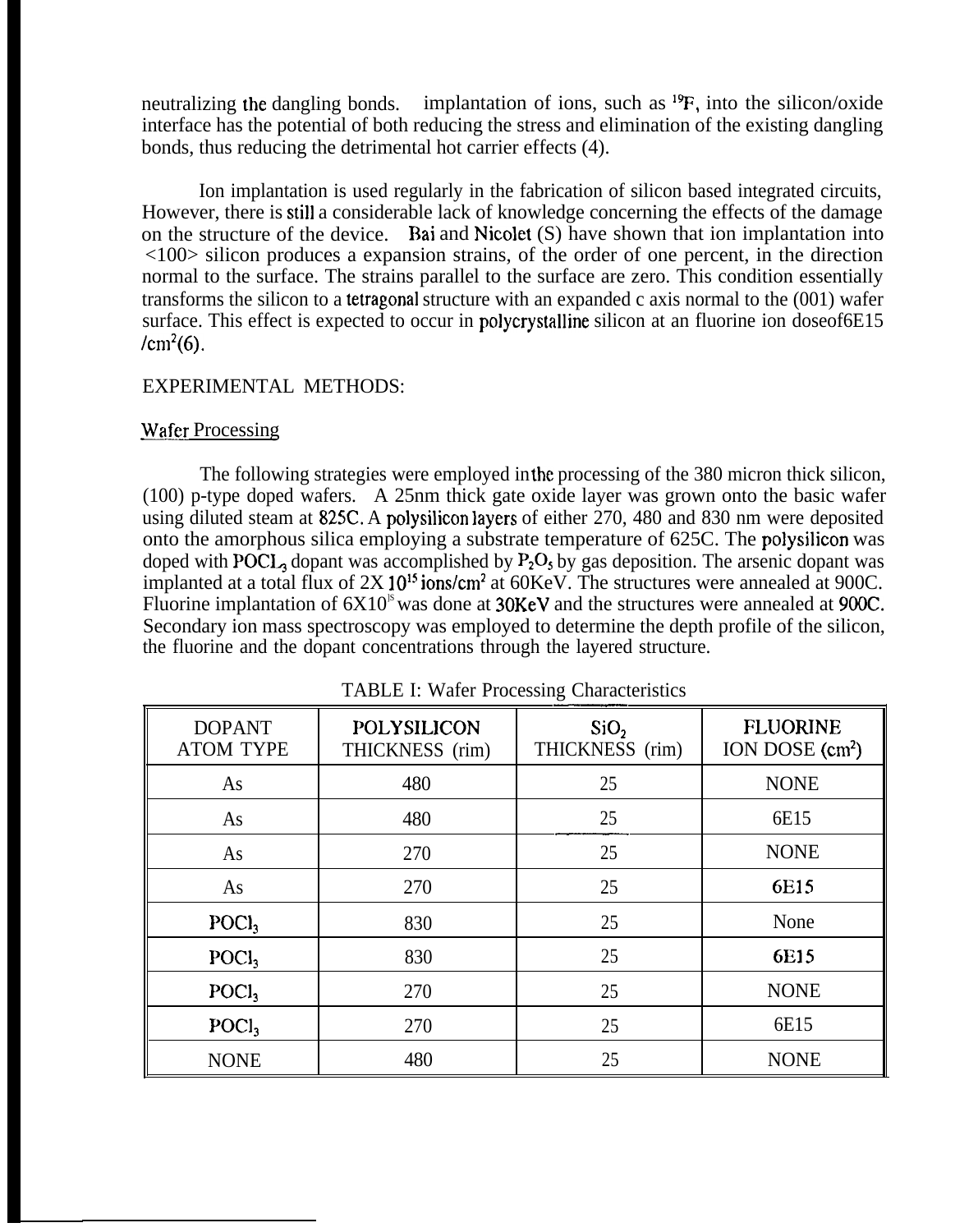neutralizing the dangling bonds. implantation of ions, such as $^{19}F$, into the silicon/oxide interface has the potential of both reducing the stress and elimination of the existing dangling bonds, thus reducing the detrimental hot carrier effects (4).

Ion implantation is used regularly in the fabrication of silicon based integrated circuits, However, there is still a considerable lack of knowledge concerning the effects of the damage on the structure of the device. Bai and Nicolet (S) have shown that ion implantation into <100> silicon produces a expansion strains, of the order of one percent, in the direction normal to the surface. The strains parallel to the surface are zero. This condition essentially transforms the silicon to a tetragonal structure with an expanded c axis normal to the (001) wafer surface. This effect is expected to occur in polycrystalline silicon at an fluorine ion doseof6E15 /cm$^2$(6).

EXPERIMENTAL METHODS:

Wafer Processing

The following strategies were employed in the processing of the 380 micron thick silicon, (100) p-type doped wafers. A 25nm thick gate oxide layer was grown onto the basic wafer using diluted steam at 825C. A polysilicon layers of either 270, 480 and 830 nm were deposited onto the amorphous silica employing a substrate temperature of 625C. The polysilicon was doped with $POCL_3$ dopant was accomplished by $P_2O_5$ by gas deposition. The arsenic dopant was implanted at a total flux of 2X $10^{15}$ ions/cm$^2$ at 60KeV. The structures were annealed at 900C. Fluorine implantation of 6X$10^{15}$ was done at 30KeV and the structures were annealed at 900C. Secondary ion mass spectroscopy was employed to determine the depth profile of the silicon, the fluorine and the dopant concentrations through the layered structure.

TABLE I: Wafer Processing Characteristics

| DOPANT ATOM TYPE | POLYSILICON THICKNESS (rim) | $SiO_2$ THICKNESS (rim) | FLUORINE ION DOSE (cm$^2$) |
|---|---|---|---|
| As | 480 | 25 | NONE |
| As | 480 | 25 | 6E15 |
| As | 270 | 25 | NONE |
| As | 270 | 25 | 6E15 |
| $POCl_3$ | 830 | 25 | None |
| $POCl_3$ | 830 | 25 | 6E15 |
| $POCl_3$ | 270 | 25 | NONE |
| $POCl_3$ | 270 | 25 | 6E15 |
| NONE | 480 | 25 | NONE |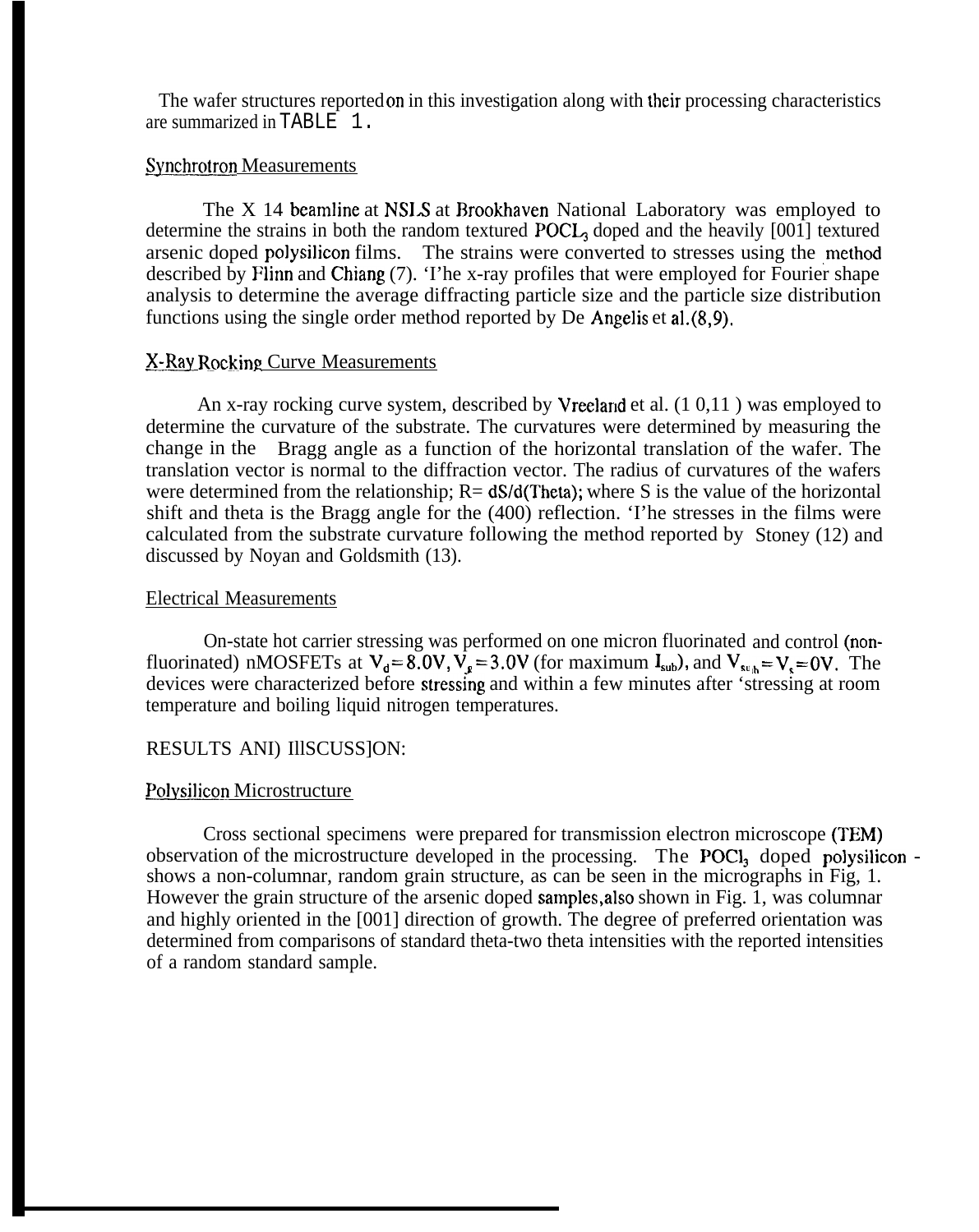The wafer structures reported on in this investigation along with their processing characteristics are summarized in TABLE 1.

### Synchrotron Measurements

The X 14 beamline at NSLS at Brookhaven National Laboratory was employed to determine the strains in both the random textured $POCL_3$ doped and the heavily [001] textured arsenic doped polysilicon films. The strains were converted to stresses using the method described by Flinn and Chiang (7). 'I'he x-ray profiles that were employed for Fourier shape analysis to determine the average diffracting particle size and the particle size distribution functions using the single order method reported by De Angelis et al.(8,9).

### X-Ray Rocking Curve Measurements

An x-ray rocking curve system, described by Vreeland et al. (1 0,11 ) was employed to determine the curvature of the substrate. The curvatures were determined by measuring the change in the Bragg angle as a function of the horizontal translation of the wafer. The translation vector is normal to the diffraction vector. The radius of curvatures of the wafers were determined from the relationship; R= dS/d(Theta); where S is the value of the horizontal shift and theta is the Bragg angle for the (400) reflection. 'I'he stresses in the films were calculated from the substrate curvature following the method reported by Stoney (12) and discussed by Noyan and Goldsmith (13).

### Electrical Measurements

On-state hot carrier stressing was performed on one micron fluorinated and control (non-fluorinated) nMOSFETs at $V_d = 8.0V, V_g = 3.0V$ (for maximum $I_{sub}$), and $V_{sub} = V_s = 0V$. The devices were characterized before stressing and within a few minutes after 'stressing at room temperature and boiling liquid nitrogen temperatures.

## RESULTS ANI) IllSCUSS]ON:

### Polysilicon Microstructure

Cross sectional specimens were prepared for transmission electron microscope (TEM) observation of the microstructure developed in the processing. The $POCl_3$ doped polysilicon - shows a non-columnar, random grain structure, as can be seen in the micrographs in Fig, 1. However the grain structure of the arsenic doped samples,also shown in Fig. 1, was columnar and highly oriented in the [001] direction of growth. The degree of preferred orientation was determined from comparisons of standard theta-two theta intensities with the reported intensities of a random standard sample.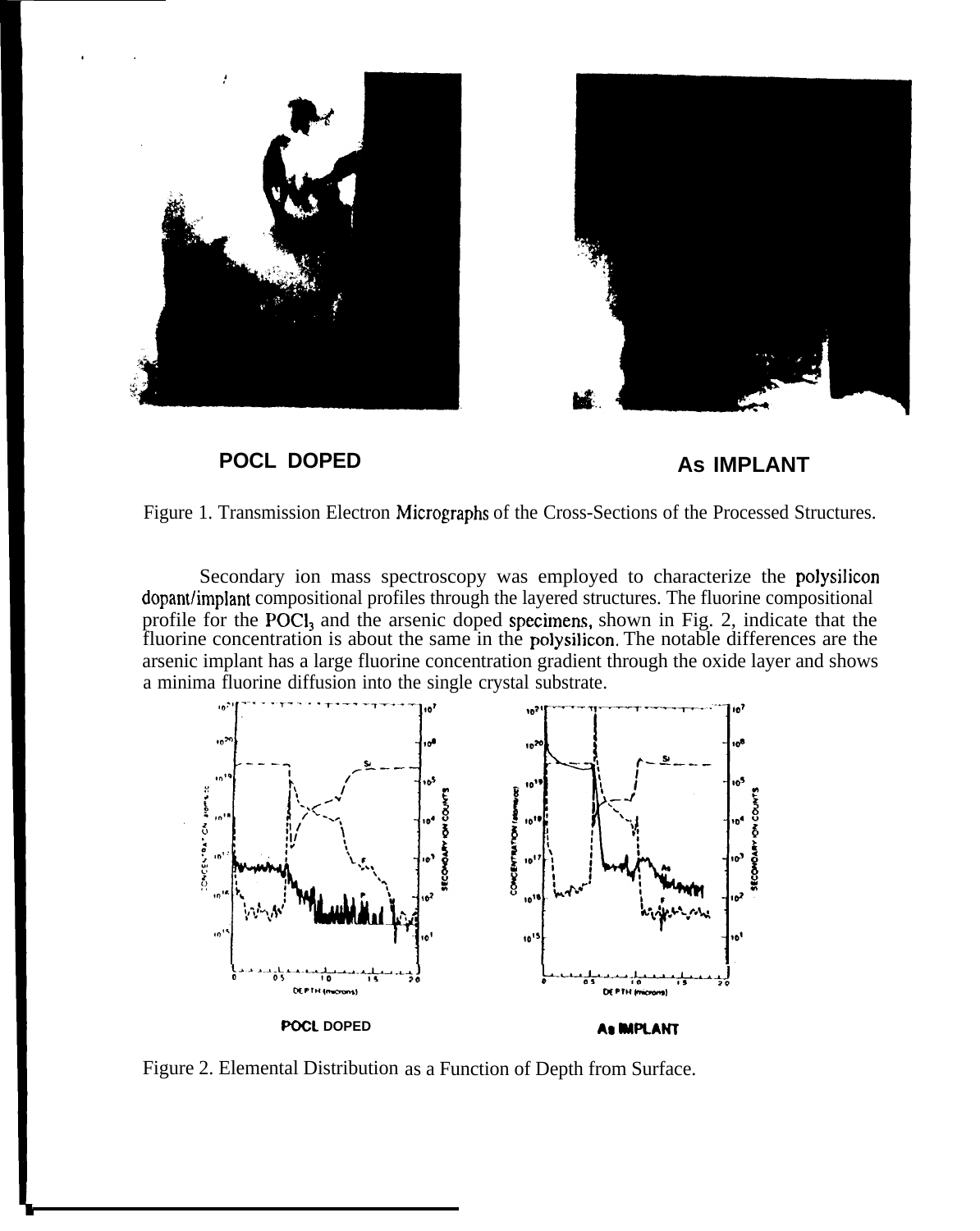POCL DOPED

As IMPLANT

Figure 1. Transmission Electron Micrographs of the Cross-Sections of the Processed Structures.

Secondary ion mass spectroscopy was employed to characterize the polysilicon dopant/implant compositional profiles through the layered structures. The fluorine compositional profile for the $POCl_3$ and the arsenic doped specimens, shown in Fig. 2, indicate that the fluorine concentration is about the same in the polysilicon. The notable differences are the arsenic implant has a large fluorine concentration gradient through the oxide layer and shows a minima fluorine diffusion into the single crystal substrate.

POCL DOPED

As IMPLANT

Figure 2. Elemental Distribution as a Function of Depth from Surface.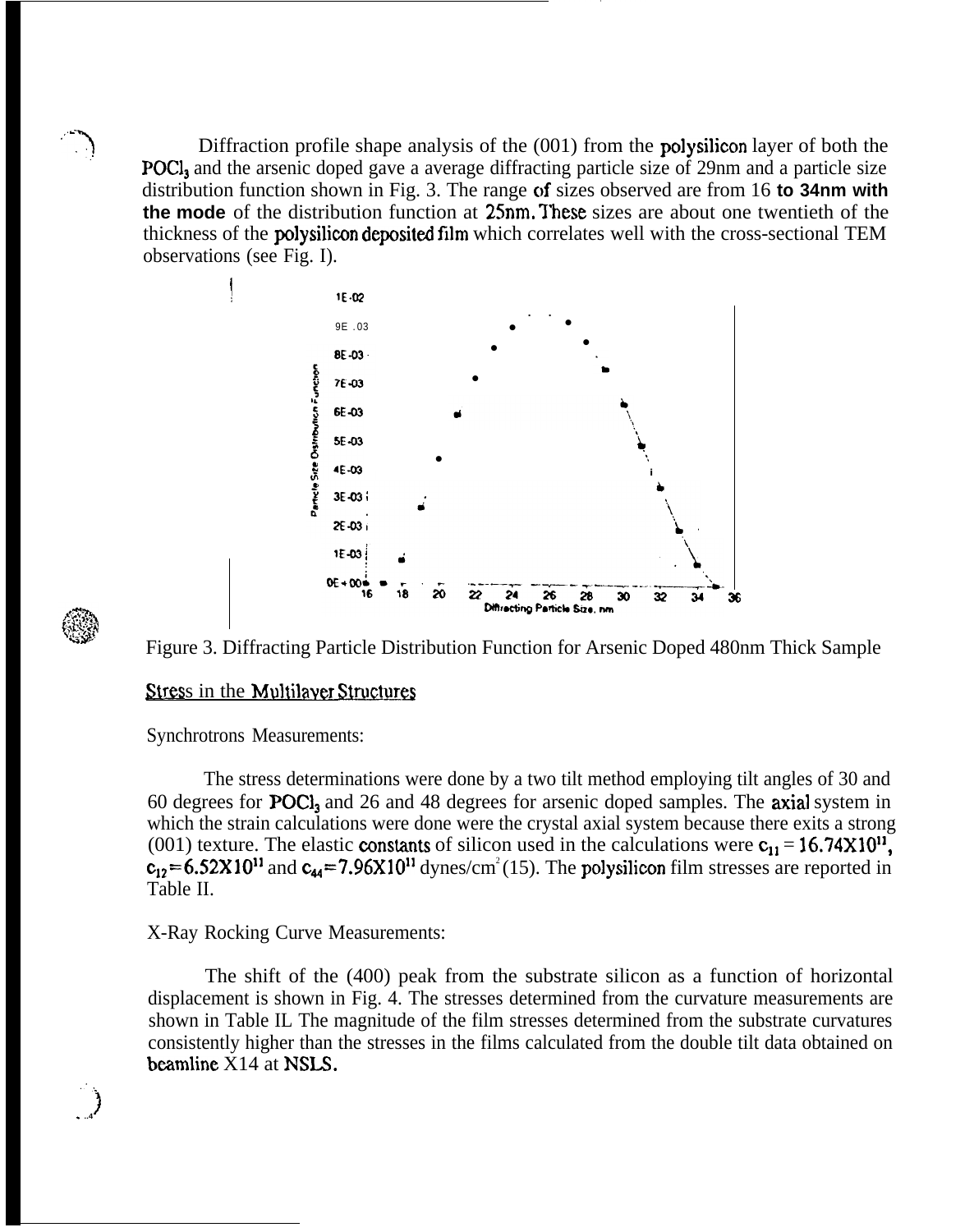Diffraction profile shape analysis of the (001) from the polysilicon layer of both the $POCl_3$ and the arsenic doped gave a average diffracting particle size of 29nm and a particle size distribution function shown in Fig. 3. The range of sizes observed are from 16 to 34nm with the mode of the distribution function at 25nm. These sizes are about one twentieth of the thickness of the polysilicon deposited film which correlates well with the cross-sectional TEM observations (see Fig. I).

Figure 3. Diffracting Particle Distribution Function for Arsenic Doped 480nm Thick Sample

## Stress in the Multilayer Structures

Synchrotrons Measurements:

The stress determinations were done by a two tilt method employing tilt angles of 30 and 60 degrees for $POCl_3$ and 26 and 48 degrees for arsenic doped samples. The axial system in which the strain calculations were done were the crystal axial system because there exits a strong (001) texture. The elastic constants of silicon used in the calculations were $c_{11} = 16.74X10^{11}$, $c_{12} = 6.52X10^{11}$ and $c_{44} = 7.96X10^{11}$ dynes/$cm^2$ (15). The polysilicon film stresses are reported in Table II.

X-Ray Rocking Curve Measurements:

The shift of the (400) peak from the substrate silicon as a function of horizontal displacement is shown in Fig. 4. The stresses determined from the curvature measurements are shown in Table IL The magnitude of the film stresses determined from the substrate curvatures consistently higher than the stresses in the films calculated from the double tilt data obtained on beamline X14 at NSLS.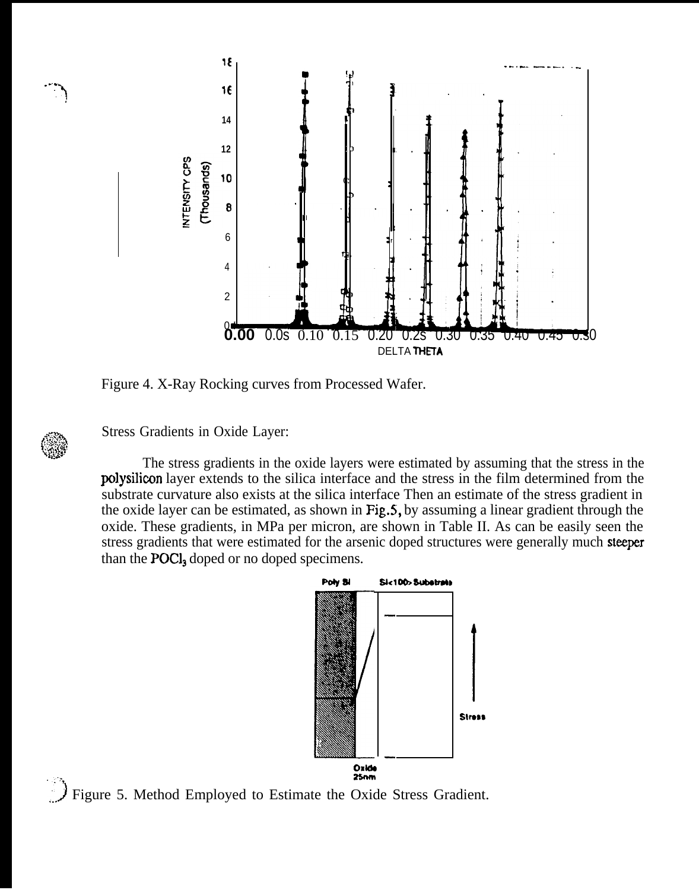Figure 4. X-Ray Rocking curves from Processed Wafer.

Stress Gradients in Oxide Layer:

The stress gradients in the oxide layers were estimated by assuming that the stress in the polysilicon layer extends to the silica interface and the stress in the film determined from the substrate curvature also exists at the silica interface Then an estimate of the stress gradient in the oxide layer can be estimated, as shown in Fig.5, by assuming a linear gradient through the oxide. These gradients, in MPa per micron, are shown in Table II. As can be easily seen the stress gradients that were estimated for the arsenic doped structures were generally much steeper than the $POCl_3$ doped or no doped specimens.

Figure 5. Method Employed to Estimate the Oxide Stress Gradient.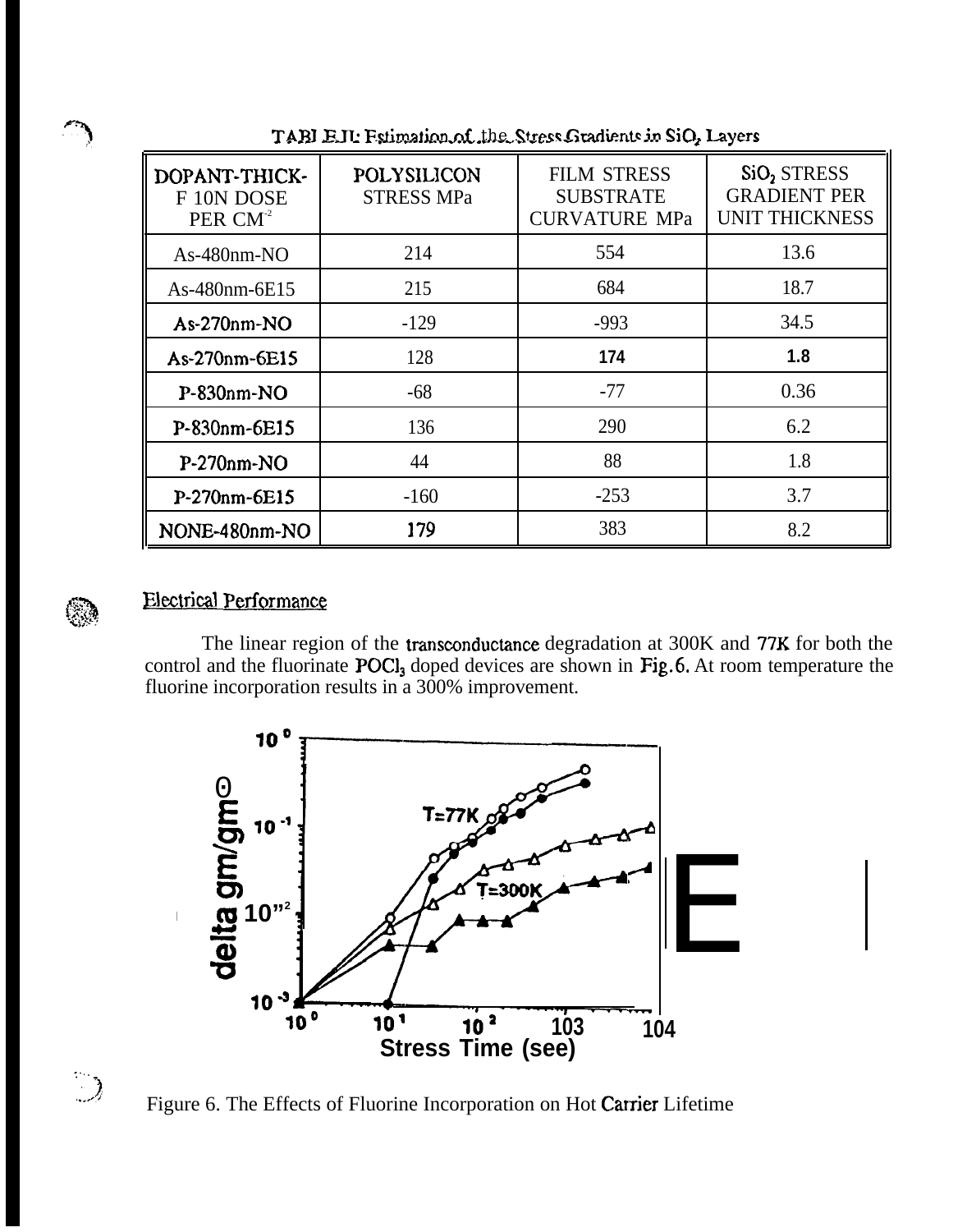TABLE II: Estimation of the Stress Gradients in $SiO_2$ Layers

| DOPANT-THICK-F 10N DOSE PER $CM^{-2}$ | POLYSILICON STRESS MPa | FILM STRESS SUBSTRATE CURVATURE MPa | $SiO_2$ STRESS GRADIENT PER UNIT THICKNESS |
|---|---|---|---|
| As-480nm-NO | 214 | 554 | 13.6 |
| As-480nm-6E15 | 215 | 684 | 18.7 |
| As-270nm-NO | -129 | -993 | 34.5 |
| As-270nm-6E15 | 128 | 174 | 1.8 |
| P-830nm-NO | -68 | -77 | 0.36 |
| P-830nm-6E15 | 136 | 290 | 6.2 |
| P-270nm-NO | 44 | 88 | 1.8 |
| P-270nm-6E15 | -160 | -253 | 3.7 |
| NONE-480nm-NO | 179 | 383 | 8.2 |

## Electrical Performance

The linear region of the transconductance degradation at 300K and 77K for both the control and the fluorinate $POCl_3$ doped devices are shown in Fig.6. At room temperature the fluorine incorporation results in a 300% improvement.

Figure 6. The Effects of Fluorine Incorporation on Hot Carrier Lifetime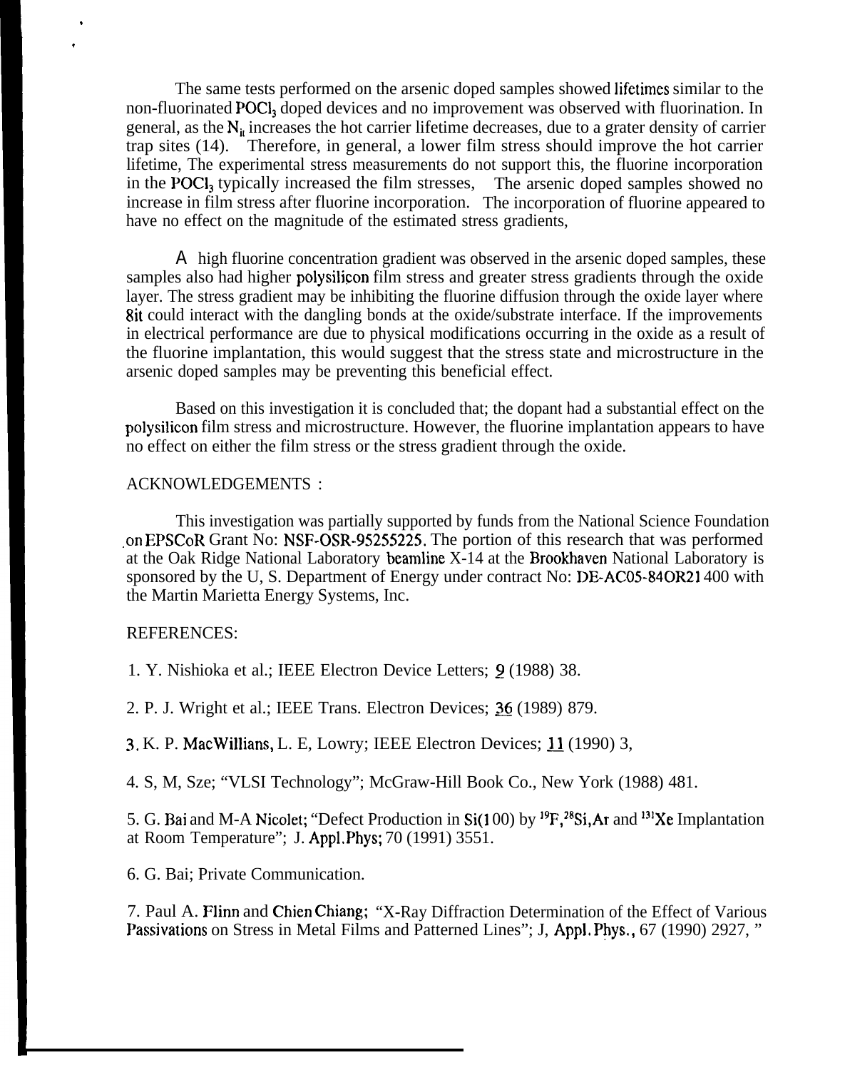The same tests performed on the arsenic doped samples showed lifetimes similar to the non-fluorinated $POCl_3$ doped devices and no improvement was observed with fluorination. In general, as the $N_{it}$ increases the hot carrier lifetime decreases, due to a grater density of carrier trap sites (14). Therefore, in general, a lower film stress should improve the hot carrier lifetime, The experimental stress measurements do not support this, the fluorine incorporation in the $POCl_3$ typically increased the film stresses, The arsenic doped samples showed no increase in film stress after fluorine incorporation. The incorporation of fluorine appeared to have no effect on the magnitude of the estimated stress gradients,

A high fluorine concentration gradient was observed in the arsenic doped samples, these samples also had higher polysilicon film stress and greater stress gradients through the oxide layer. The stress gradient may be inhibiting the fluorine diffusion through the oxide layer where 8it could interact with the dangling bonds at the oxide/substrate interface. If the improvements in electrical performance are due to physical modifications occurring in the oxide as a result of the fluorine implantation, this would suggest that the stress state and microstructure in the arsenic doped samples may be preventing this beneficial effect.

Based on this investigation it is concluded that; the dopant had a substantial effect on the polysilicon film stress and microstructure. However, the fluorine implantation appears to have no effect on either the film stress or the stress gradient through the oxide.

ACKNOWLEDGEMENTS :

This investigation was partially supported by funds from the National Science Foundation on EPSCoR Grant No: NSF-OSR-95255225. The portion of this research that was performed at the Oak Ridge National Laboratory beamline X-14 at the Brookhaven National Laboratory is sponsored by the U, S. Department of Energy under contract No: DE-AC05-84OR21400 with the Martin Marietta Energy Systems, Inc.

REFERENCES:

1. Y. Nishioka et al.; IEEE Electron Device Letters; 9 (1988) 38.

2. P. J. Wright et al.; IEEE Trans. Electron Devices; 36 (1989) 879.

3. K. P. MacWillians, L. E, Lowry; IEEE Electron Devices; 11 (1990) 3,

4. S, M, Sze; "VLSI Technology"; McGraw-Hill Book Co., New York (1988) 481.

5. G. Bai and M-A Nicolet; "Defect Production in Si(100) by $^{19}F$, $^{28}Si$, Ar and $^{131}Xe$ Implantation at Room Temperature"; J. Appl. Phys; 70 (1991) 3551.

6. G. Bai; Private Communication.

7. Paul A. Flinn and Chien Chiang; "X-Ray Diffraction Determination of the Effect of Various Passivations on Stress in Metal Films and Patterned Lines"; J, Appl. Phys., 67 (1990) 2927, "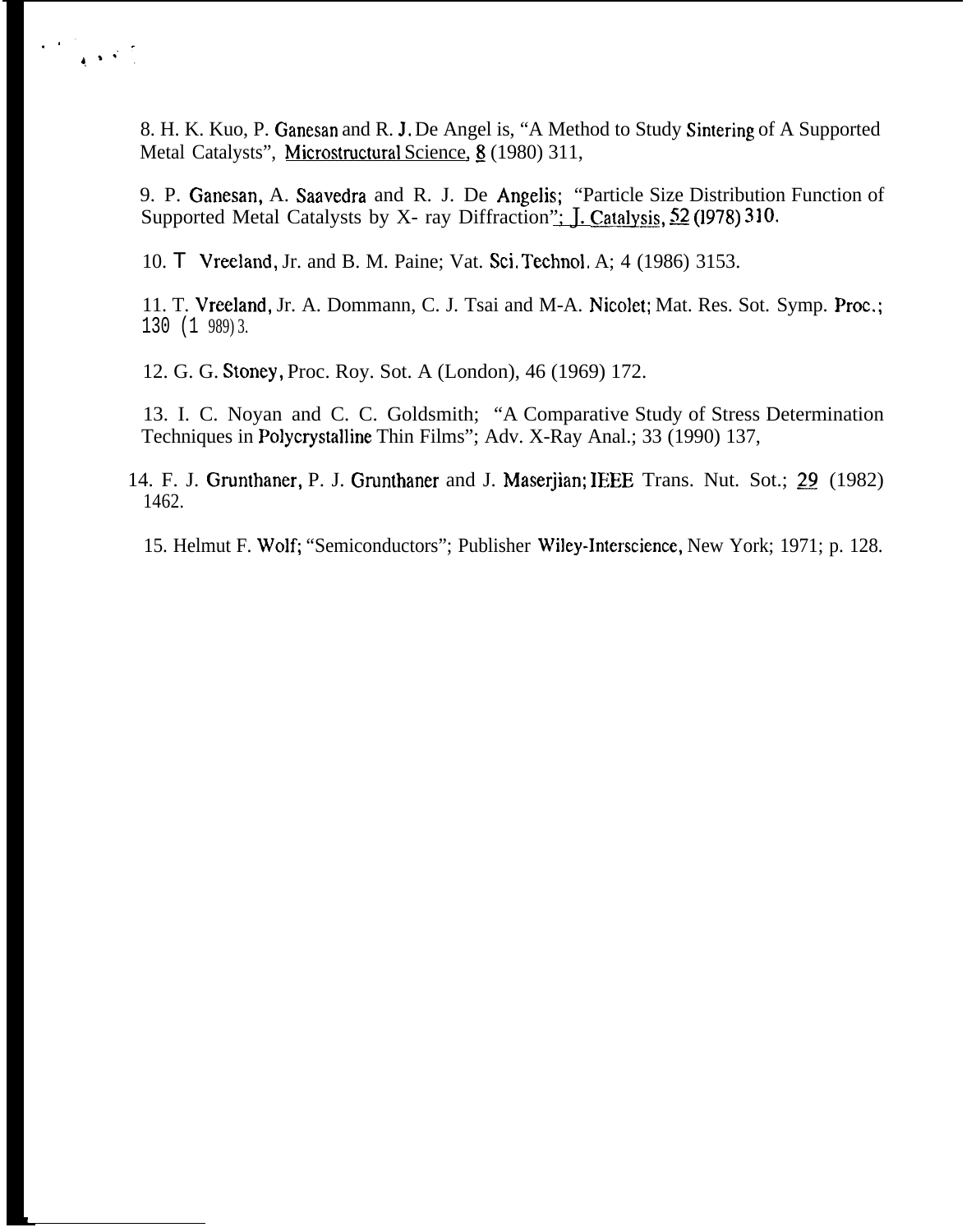8. H. K. Kuo, P. Ganesan and R. J. De Angel is, "A Method to Study Sintering of A Supported Metal Catalysts", Microstructural Science, 8 (1980) 311,

9. P. Ganesan, A. Saavedra and R. J. De Angelis; "Particle Size Distribution Function of Supported Metal Catalysts by X- ray Diffraction"; J. Catalysis, 52 (1978) 310.

10. T Vreeland, Jr. and B. M. Paine; Vat. Sci. Technol. A; 4 (1986) 3153.

11. T. Vreeland, Jr. A. Dommann, C. J. Tsai and M-A. Nicolet; Mat. Res. Sot. Symp. Proc.; 130 (1 989) 3.

12. G. G. Stoney, Proc. Roy. Sot. A (London), 46 (1969) 172.

13. I. C. Noyan and C. C. Goldsmith; "A Comparative Study of Stress Determination Techniques in Polycrystalline Thin Films"; Adv. X-Ray Anal.; 33 (1990) 137,

14. F. J. Grunthaner, P. J. Grunthaner and J. Maserjian; IEEE Trans. Nut. Sot.; 29 (1982) 1462.

15. Helmut F. Wolf; "Semiconductors"; Publisher Wiley-Interscience, New York; 1971; p. 128.